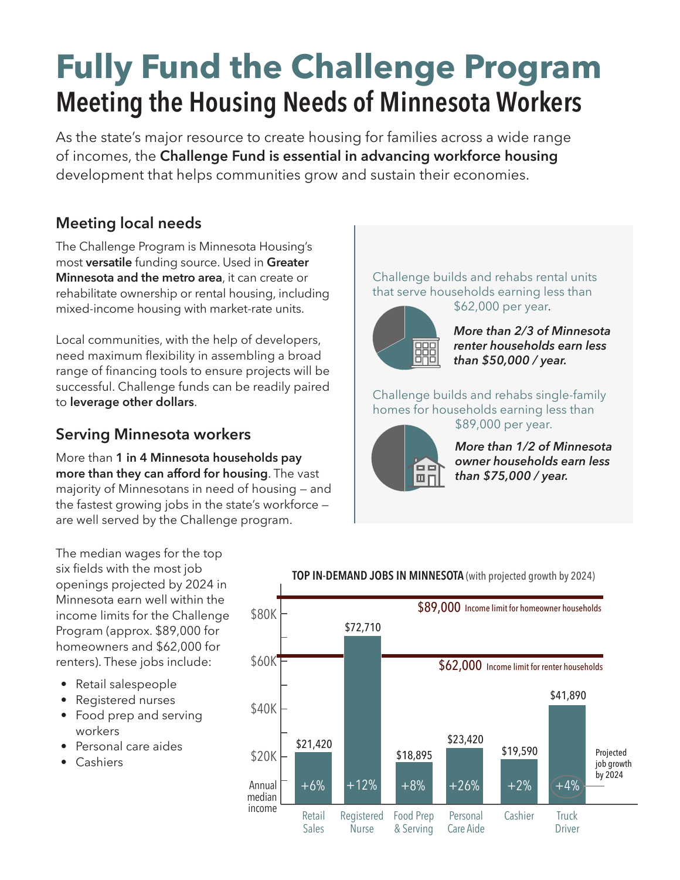# Fully Fund the Challenge Program

## Meeting the Housing Needs of Minnesota Workers

As the state's major resource to create housing for families across a wide range of incomes, the **Challenge Fund is essential in advancing workforce housing** development that helps communities grow and sustain their economies.

### Meeting local needs

The Challenge Program is Minnesota Housing's most **versatile** funding source. Used in **Greater Minnesota and the metro area**, it can create or rehabilitate ownership or rental housing, including mixed-income housing with market-rate units.

Local communities, with the help of developers, need maximum flexibility in assembling a broad range of financing tools to ensure projects will be successful. Challenge funds can be readily paired to **leverage other dollars**.

### Serving Minnesota workers

More than **1 in 4 Minnesota households pay more than they can afford for housing**. The vast majority of Minnesotans in need of housing — and the fastest growing jobs in the state's workforce — are well served by the Challenge program.

Challenge builds and rehabs rental units that serve households earning less than $62,000 per year.

***More than 2/3 of Minnesota renter households earn less than $50,000 / year.***

Challenge builds and rehabs single-family homes for households earning less than $89,000 per year.

***More than 1/2 of Minnesota owner households earn less than $75,000 / year.***

The median wages for the top six fields with the most job openings projected by 2024 in Minnesota earn well within the income limits for the Challenge Program (approx. $89,000 for homeowners and $62,000 for renters). These jobs include:

- Retail salespeople
- Registered nurses
- Food prep and serving workers
- Personal care aides
- Cashiers

**TOP IN-DEMAND JOBS IN MINNESOTA** (with projected growth by 2024)

$89,000 Income limit for homeowner households

$62,000 Income limit for renter households

| Job | Annual median income | Projected job growth by 2024 |
|---|---|---|
| Retail Sales | $21,420 | +6% |
| Registered Nurse | $72,710 | +12% |
| Food Prep & Serving | $18,895 | +8% |
| Personal Care Aide | $23,420 | +26% |
| Cashier | $19,590 | +2% |
| Truck Driver | $41,890 | +4% |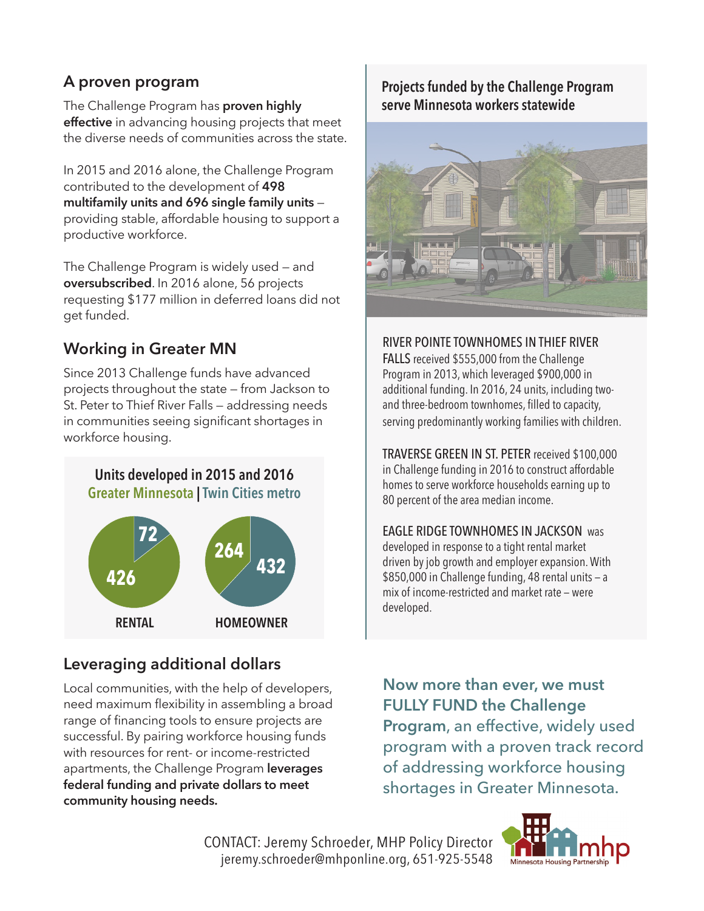## A proven program

The Challenge Program has **proven highly effective** in advancing housing projects that meet the diverse needs of communities across the state.

In 2015 and 2016 alone, the Challenge Program contributed to the development of **498 multifamily units and 696 single family units** – providing stable, affordable housing to support a productive workforce.

The Challenge Program is widely used – and **oversubscribed**. In 2016 alone, 56 projects requesting $177 million in deferred loans did not get funded.

## Working in Greater MN

Since 2013 Challenge funds have advanced projects throughout the state – from Jackson to St. Peter to Thief River Falls – addressing needs in communities seeing significant shortages in workforce housing.

**Units developed in 2015 and 2016**

Greater Minnesota | Twin Cities metro

72

426

RENTAL

264

432

HOMEOWNER

## Leveraging additional dollars

Local communities, with the help of developers, need maximum flexibility in assembling a broad range of financing tools to ensure projects are successful. By pairing workforce housing funds with resources for rent- or income-restricted apartments, the Challenge Program **leverages federal funding and private dollars to meet community housing needs.**

**Projects funded by the Challenge Program serve Minnesota workers statewide**

RIVER POINTE TOWNHOMES IN THIEF RIVER FALLS received $555,000 from the Challenge Program in 2013, which leveraged $900,000 in additional funding. In 2016, 24 units, including two- and three-bedroom townhomes, filled to capacity, serving predominantly working families with children.

TRAVERSE GREEN IN ST. PETER received $100,000 in Challenge funding in 2016 to construct affordable homes to serve workforce households earning up to 80 percent of the area median income.

EAGLE RIDGE TOWNHOMES IN JACKSON was developed in response to a tight rental market driven by job growth and employer expansion. With $850,000 in Challenge funding, 48 rental units – a mix of income-restricted and market rate – were developed.

Now more than ever, we must **FULLY FUND the Challenge Program**, an effective, widely used program with a proven track record of addressing workforce housing shortages in Greater Minnesota.

CONTACT: Jeremy Schroeder, MHP Policy Director
jeremy.schroeder@mhponline.org, 651-925-5548

mhp Minnesota Housing Partnership